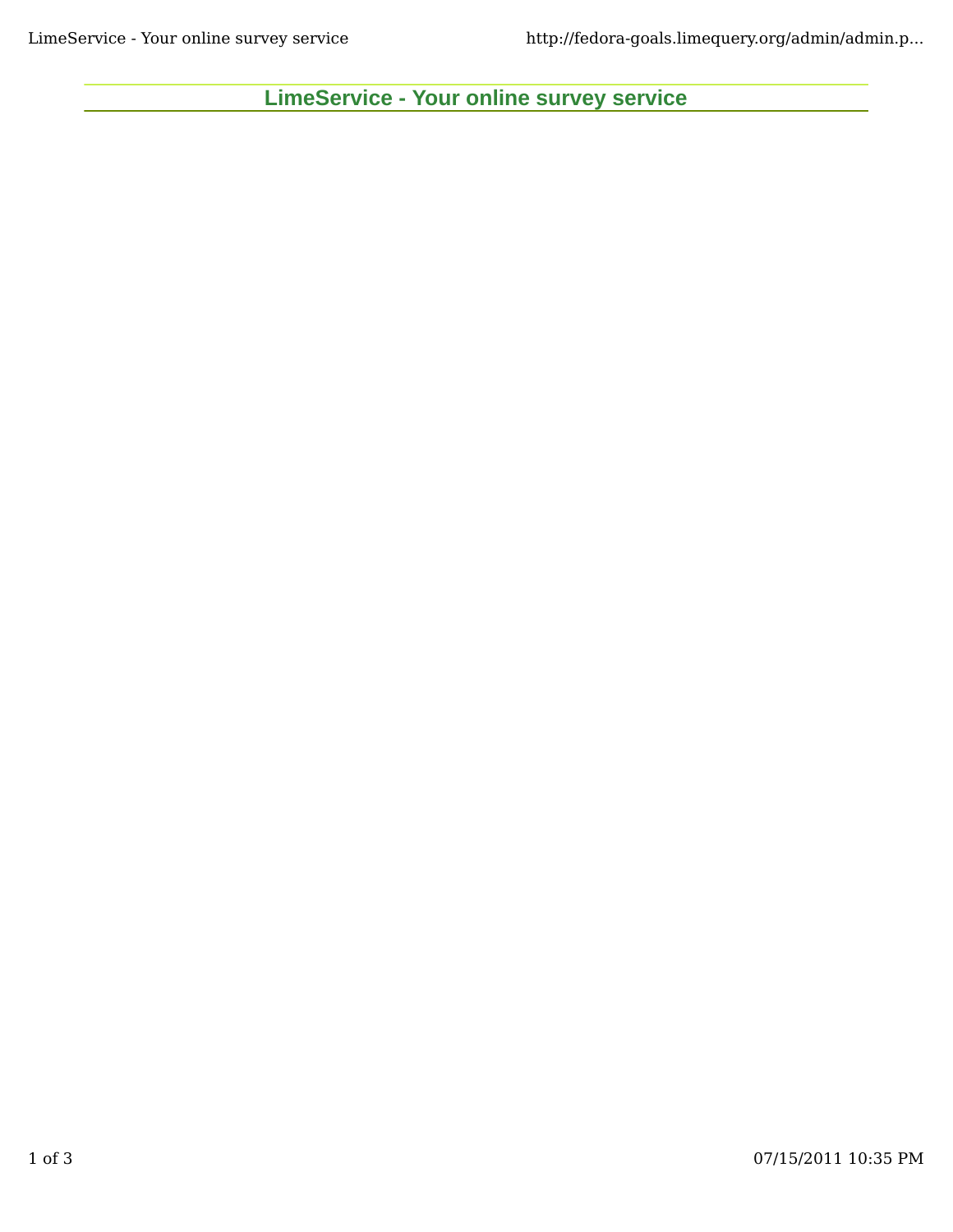# LimeService - Your online survey service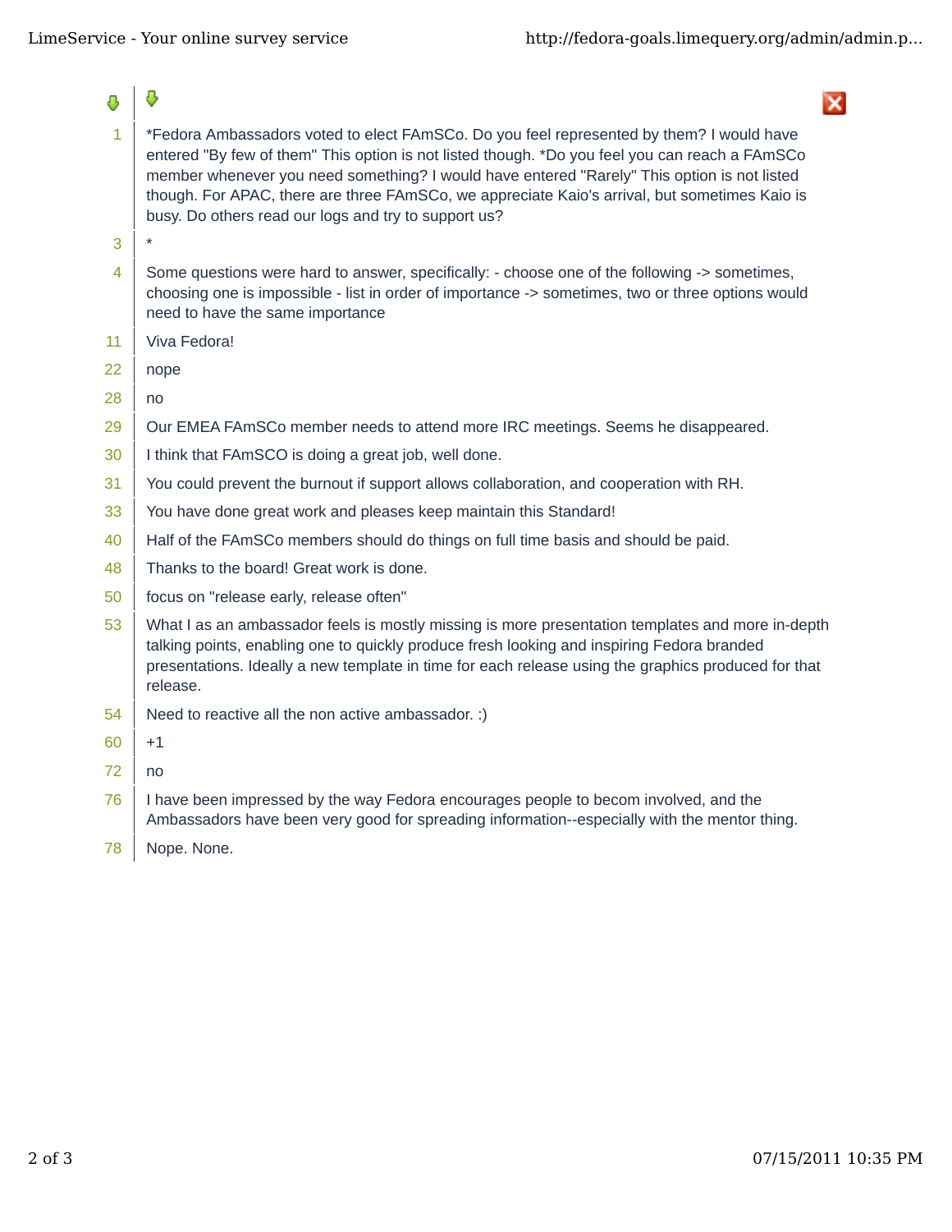| | |
|---|---|
| 1 | *Fedora Ambassadors voted to elect FAmSCo. Do you feel represented by them? I would have entered "By few of them" This option is not listed though. *Do you feel you can reach a FAmSCo member whenever you need something? I would have entered "Rarely" This option is not listed though. For APAC, there are three FAmSCo, we appreciate Kaio's arrival, but sometimes Kaio is busy. Do others read our logs and try to support us? |
| 3 | * |
| 4 | Some questions were hard to answer, specifically: - choose one of the following -> sometimes, choosing one is impossible - list in order of importance -> sometimes, two or three options would need to have the same importance |
| 11 | Viva Fedora! |
| 22 | nope |
| 28 | no |
| 29 | Our EMEA FAmSCo member needs to attend more IRC meetings. Seems he disappeared. |
| 30 | I think that FAmSCO is doing a great job, well done. |
| 31 | You could prevent the burnout if support allows collaboration, and cooperation with RH. |
| 33 | You have done great work and pleases keep maintain this Standard! |
| 40 | Half of the FAmSCo members should do things on full time basis and should be paid. |
| 48 | Thanks to the board! Great work is done. |
| 50 | focus on "release early, release often" |
| 53 | What I as an ambassador feels is mostly missing is more presentation templates and more in-depth talking points, enabling one to quickly produce fresh looking and inspiring Fedora branded presentations. Ideally a new template in time for each release using the graphics produced for that release. |
| 54 | Need to reactive all the non active ambassador. :) |
| 60 | +1 |
| 72 | no |
| 76 | I have been impressed by the way Fedora encourages people to becom involved, and the Ambassadors have been very good for spreading information--especially with the mentor thing. |
| 78 | Nope. None. |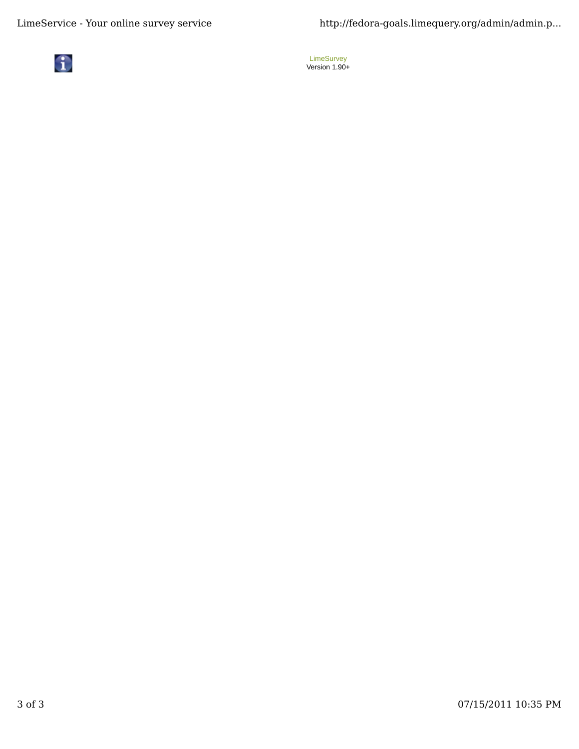LimeSurvey
Version 1.90+